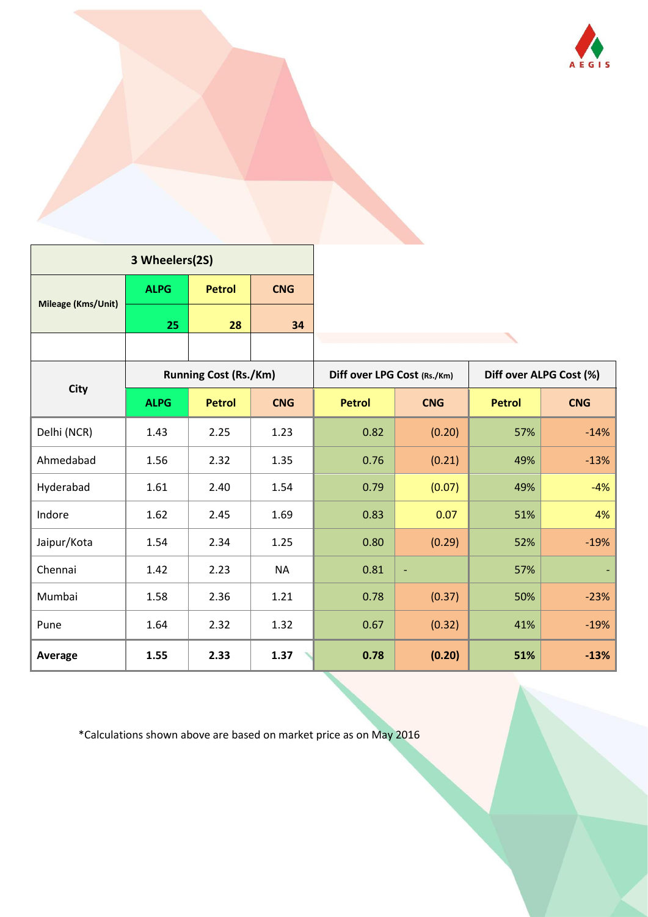AEGIS

| 3 Wheelers(2S) | | | |
|---|---|---|---|
| Mileage (Kms/Unit) | ALPG | Petrol | CNG |
| | 25 | 28 | 34 |

| City | Running Cost (Rs./Km) | | | Diff over LPG Cost (Rs./Km) | | Diff over ALPG Cost (%) | |
|---|---|---|---|---|---|---|---|
| | ALPG | Petrol | CNG | Petrol | CNG | Petrol | CNG |
| Delhi (NCR) | 1.43 | 2.25 | 1.23 | 0.82 | (0.20) | 57% | -14% |
| Ahmedabad | 1.56 | 2.32 | 1.35 | 0.76 | (0.21) | 49% | -13% |
| Hyderabad | 1.61 | 2.40 | 1.54 | 0.79 | (0.07) | 49% | -4% |
| Indore | 1.62 | 2.45 | 1.69 | 0.83 | 0.07 | 51% | 4% |
| Jaipur/Kota | 1.54 | 2.34 | 1.25 | 0.80 | (0.29) | 52% | -19% |
| Chennai | 1.42 | 2.23 | NA | 0.81 | - | 57% | - |
| Mumbai | 1.58 | 2.36 | 1.21 | 0.78 | (0.37) | 50% | -23% |
| Pune | 1.64 | 2.32 | 1.32 | 0.67 | (0.32) | 41% | -19% |
| **Average** | **1.55** | **2.33** | **1.37** | **0.78** | **(0.20)** | **51%** | **-13%** |

*Calculations shown above are based on market price as on May 2016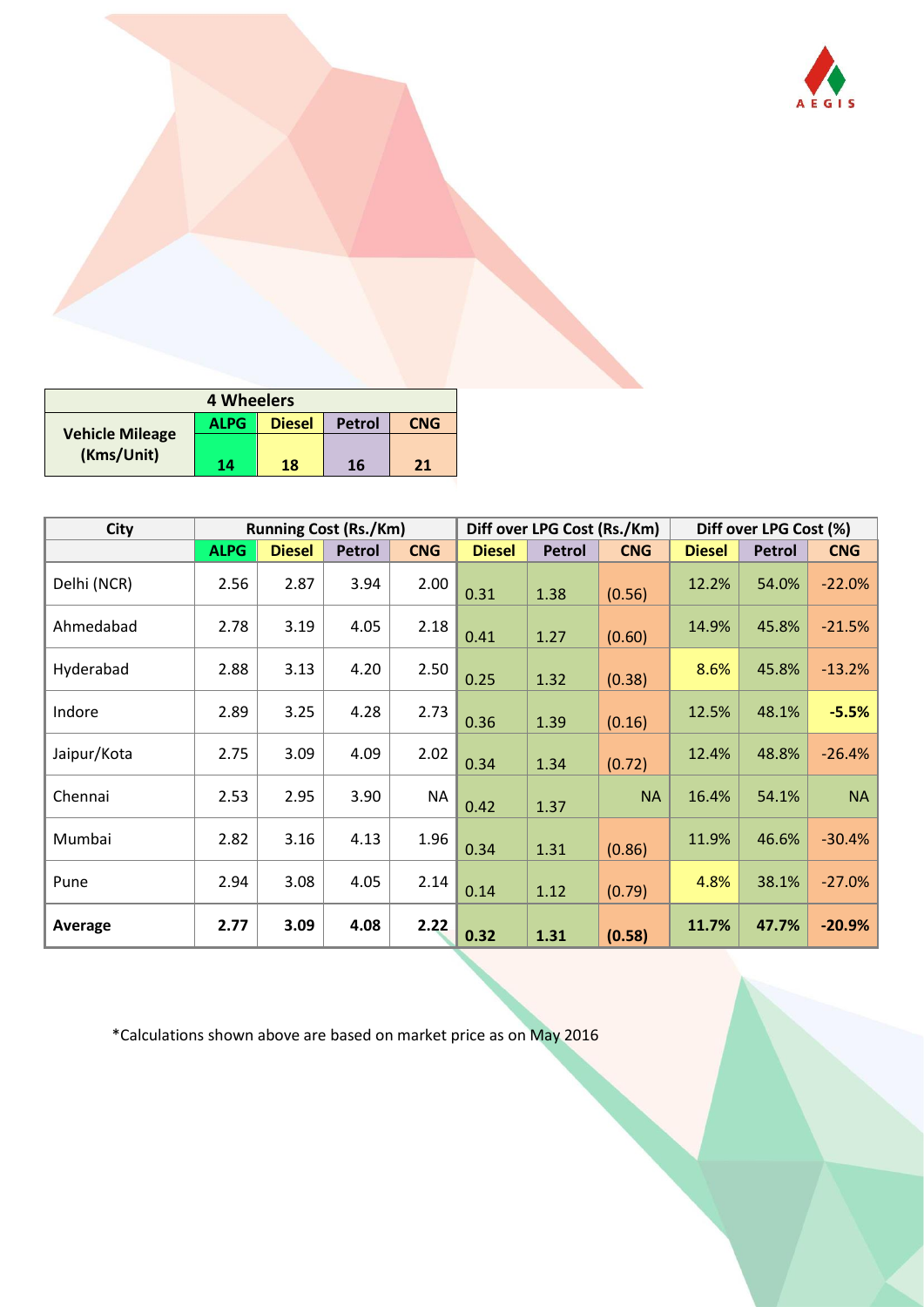| 4 Wheelers | | | | |
|---|---|---|---|---|
| Vehicle Mileage (Kms/Unit) | ALPG | Diesel | Petrol | CNG |
| | 14 | 18 | 16 | 21 |

| City | Running Cost (Rs./Km) | | | | Diff over LPG Cost (Rs./Km) | | | Diff over LPG Cost (%) | | |
|---|---|---|---|---|---|---|---|---|---|---|
| | ALPG | Diesel | Petrol | CNG | Diesel | Petrol | CNG | Diesel | Petrol | CNG |
| Delhi (NCR) | 2.56 | 2.87 | 3.94 | 2.00 | 0.31 | 1.38 | (0.56) | 12.2% | 54.0% | -22.0% |
| Ahmedabad | 2.78 | 3.19 | 4.05 | 2.18 | 0.41 | 1.27 | (0.60) | 14.9% | 45.8% | -21.5% |
| Hyderabad | 2.88 | 3.13 | 4.20 | 2.50 | 0.25 | 1.32 | (0.38) | 8.6% | 45.8% | -13.2% |
| Indore | 2.89 | 3.25 | 4.28 | 2.73 | 0.36 | 1.39 | (0.16) | 12.5% | 48.1% | **-5.5%** |
| Jaipur/Kota | 2.75 | 3.09 | 4.09 | 2.02 | 0.34 | 1.34 | (0.72) | 12.4% | 48.8% | -26.4% |
| Chennai | 2.53 | 2.95 | 3.90 | NA | 0.42 | 1.37 | NA | 16.4% | 54.1% | NA |
| Mumbai | 2.82 | 3.16 | 4.13 | 1.96 | 0.34 | 1.31 | (0.86) | 11.9% | 46.6% | -30.4% |
| Pune | 2.94 | 3.08 | 4.05 | 2.14 | 0.14 | 1.12 | (0.79) | 4.8% | 38.1% | -27.0% |
| **Average** | **2.77** | **3.09** | **4.08** | **2.22** | **0.32** | **1.31** | **(0.58)** | **11.7%** | **47.7%** | **-20.9%** |

*Calculations shown above are based on market price as on May 2016